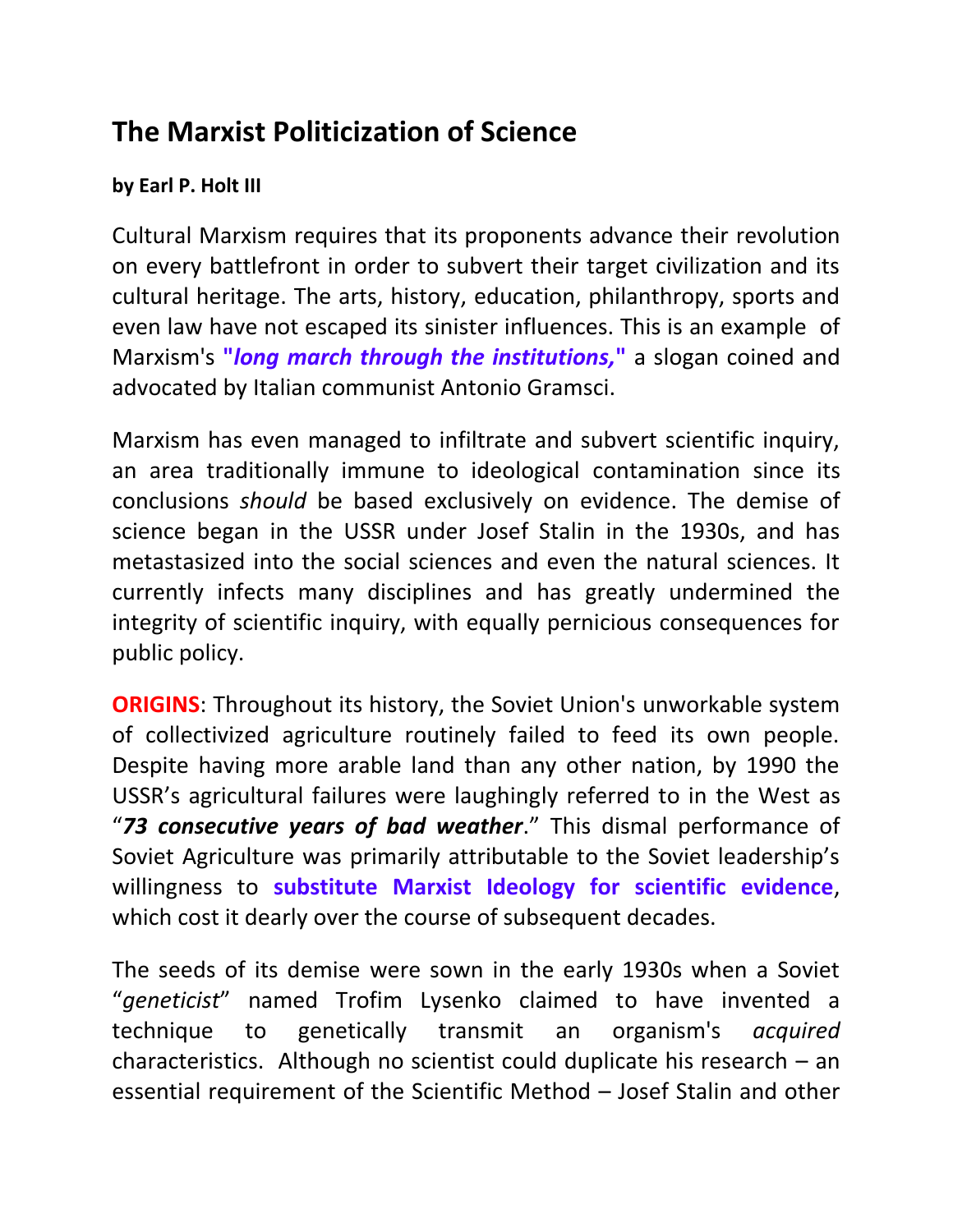# The Marxist Politicization of Science

**by Earl P. Holt III**

Cultural Marxism requires that its proponents advance their revolution on every battlefront in order to subvert their target civilization and its cultural heritage. The arts, history, education, philanthropy, sports and even law have not escaped its sinister influences. This is an example of Marxism's ***"long march through the institutions,"*** a slogan coined and advocated by Italian communist Antonio Gramsci.

Marxism has even managed to infiltrate and subvert scientific inquiry, an area traditionally immune to ideological contamination since its conclusions *should* be based exclusively on evidence. The demise of science began in the USSR under Josef Stalin in the 1930s, and has metastasized into the social sciences and even the natural sciences. It currently infects many disciplines and has greatly undermined the integrity of scientific inquiry, with equally pernicious consequences for public policy.

**ORIGINS**: Throughout its history, the Soviet Union's unworkable system of collectivized agriculture routinely failed to feed its own people. Despite having more arable land than any other nation, by 1990 the USSR's agricultural failures were laughingly referred to in the West as "***73 consecutive years of bad weather***." This dismal performance of Soviet Agriculture was primarily attributable to the Soviet leadership's willingness to **substitute Marxist Ideology for scientific evidence**, which cost it dearly over the course of subsequent decades.

The seeds of its demise were sown in the early 1930s when a Soviet "*geneticist*" named Trofim Lysenko claimed to have invented a technique to genetically transmit an organism's *acquired* characteristics. Although no scientist could duplicate his research – an essential requirement of the Scientific Method – Josef Stalin and other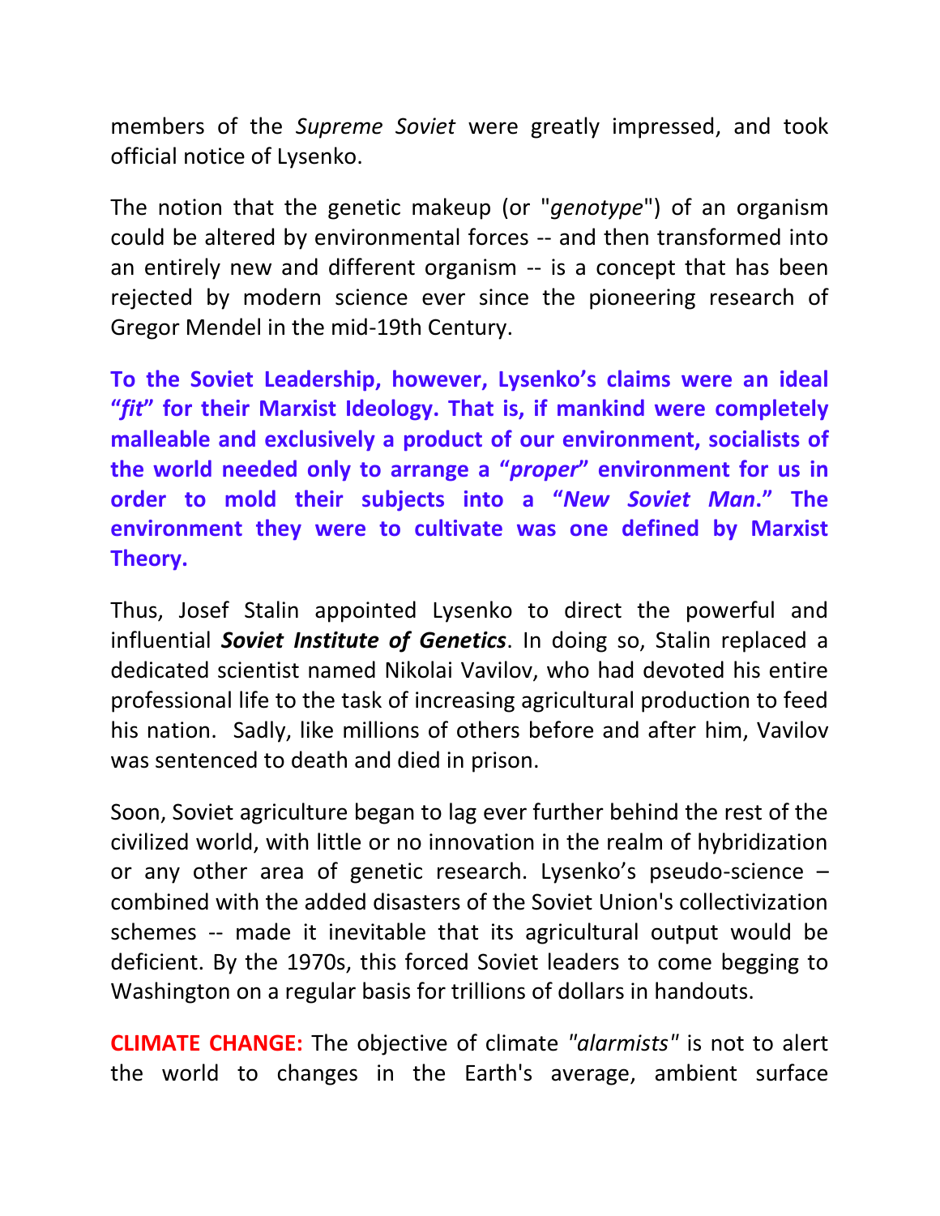members of the *Supreme Soviet* were greatly impressed, and took official notice of Lysenko.

The notion that the genetic makeup (or "*genotype*") of an organism could be altered by environmental forces -- and then transformed into an entirely new and different organism -- is a concept that has been rejected by modern science ever since the pioneering research of Gregor Mendel in the mid-19th Century.

**To the Soviet Leadership, however, Lysenko's claims were an ideal "*fit*" for their Marxist Ideology. That is, if mankind were completely malleable and exclusively a product of our environment, socialists of the world needed only to arrange a "*proper*" environment for us in order to mold their subjects into a "*New Soviet Man*." The environment they were to cultivate was one defined by Marxist Theory.**

Thus, Josef Stalin appointed Lysenko to direct the powerful and influential ***Soviet Institute of Genetics***. In doing so, Stalin replaced a dedicated scientist named Nikolai Vavilov, who had devoted his entire professional life to the task of increasing agricultural production to feed his nation. Sadly, like millions of others before and after him, Vavilov was sentenced to death and died in prison.

Soon, Soviet agriculture began to lag ever further behind the rest of the civilized world, with little or no innovation in the realm of hybridization or any other area of genetic research. Lysenko's pseudo-science – combined with the added disasters of the Soviet Union's collectivization schemes -- made it inevitable that its agricultural output would be deficient. By the 1970s, this forced Soviet leaders to come begging to Washington on a regular basis for trillions of dollars in handouts.

**CLIMATE CHANGE:** The objective of climate *"alarmists"* is not to alert the world to changes in the Earth's average, ambient surface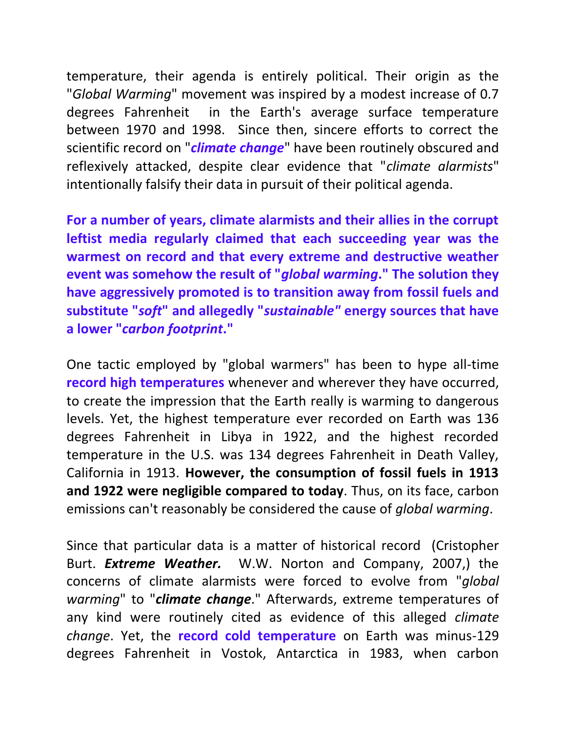temperature, their agenda is entirely political. Their origin as the "*Global Warming*" movement was inspired by a modest increase of 0.7 degrees Fahrenheit in the Earth's average surface temperature between 1970 and 1998. Since then, sincere efforts to correct the scientific record on "***climate change***" have been routinely obscured and reflexively attacked, despite clear evidence that "*climate alarmists*" intentionally falsify their data in pursuit of their political agenda.

**For a number of years, climate alarmists and their allies in the corrupt leftist media regularly claimed that each succeeding year was the warmest on record and that every extreme and destructive weather event was somehow the result of "*global warming*." The solution they have aggressively promoted is to transition away from fossil fuels and substitute "*soft*" and allegedly "*sustainable"* energy sources that have a lower "*carbon footprint*."**

One tactic employed by "global warmers" has been to hype all-time record high temperatures whenever and wherever they have occurred, to create the impression that the Earth really is warming to dangerous levels. Yet, the highest temperature ever recorded on Earth was 136 degrees Fahrenheit in Libya in 1922, and the highest recorded temperature in the U.S. was 134 degrees Fahrenheit in Death Valley, California in 1913. **However, the consumption of fossil fuels in 1913 and 1922 were negligible compared to today**. Thus, on its face, carbon emissions can't reasonably be considered the cause of *global warming*.

Since that particular data is a matter of historical record (Cristopher Burt. ***Extreme Weather.*** W.W. Norton and Company, 2007,) the concerns of climate alarmists were forced to evolve from "*global warming*" to "***climate change***." Afterwards, extreme temperatures of any kind were routinely cited as evidence of this alleged *climate change*. Yet, the record cold temperature on Earth was minus-129 degrees Fahrenheit in Vostok, Antarctica in 1983, when carbon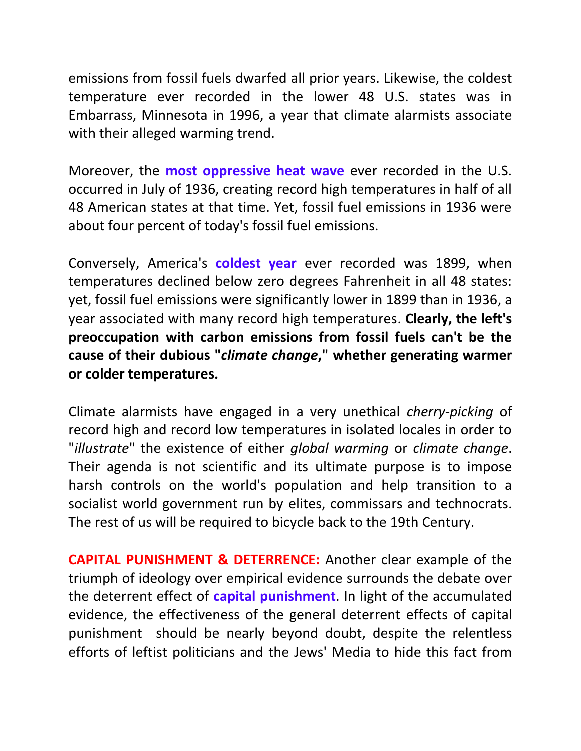emissions from fossil fuels dwarfed all prior years. Likewise, the coldest temperature ever recorded in the lower 48 U.S. states was in Embarrass, Minnesota in 1996, a year that climate alarmists associate with their alleged warming trend.

Moreover, the **most oppressive heat wave** ever recorded in the U.S. occurred in July of 1936, creating record high temperatures in half of all 48 American states at that time. Yet, fossil fuel emissions in 1936 were about four percent of today's fossil fuel emissions.

Conversely, America's **coldest year** ever recorded was 1899, when temperatures declined below zero degrees Fahrenheit in all 48 states: yet, fossil fuel emissions were significantly lower in 1899 than in 1936, a year associated with many record high temperatures. **Clearly, the left's preoccupation with carbon emissions from fossil fuels can't be the cause of their dubious "*climate change*," whether generating warmer or colder temperatures.**

Climate alarmists have engaged in a very unethical *cherry-picking* of record high and record low temperatures in isolated locales in order to "*illustrate*" the existence of either *global warming* or *climate change*. Their agenda is not scientific and its ultimate purpose is to impose harsh controls on the world's population and help transition to a socialist world government run by elites, commissars and technocrats. The rest of us will be required to bicycle back to the 19th Century.

**CAPITAL PUNISHMENT & DETERRENCE:** Another clear example of the triumph of ideology over empirical evidence surrounds the debate over the deterrent effect of **capital punishment**. In light of the accumulated evidence, the effectiveness of the general deterrent effects of capital punishment should be nearly beyond doubt, despite the relentless efforts of leftist politicians and the Jews' Media to hide this fact from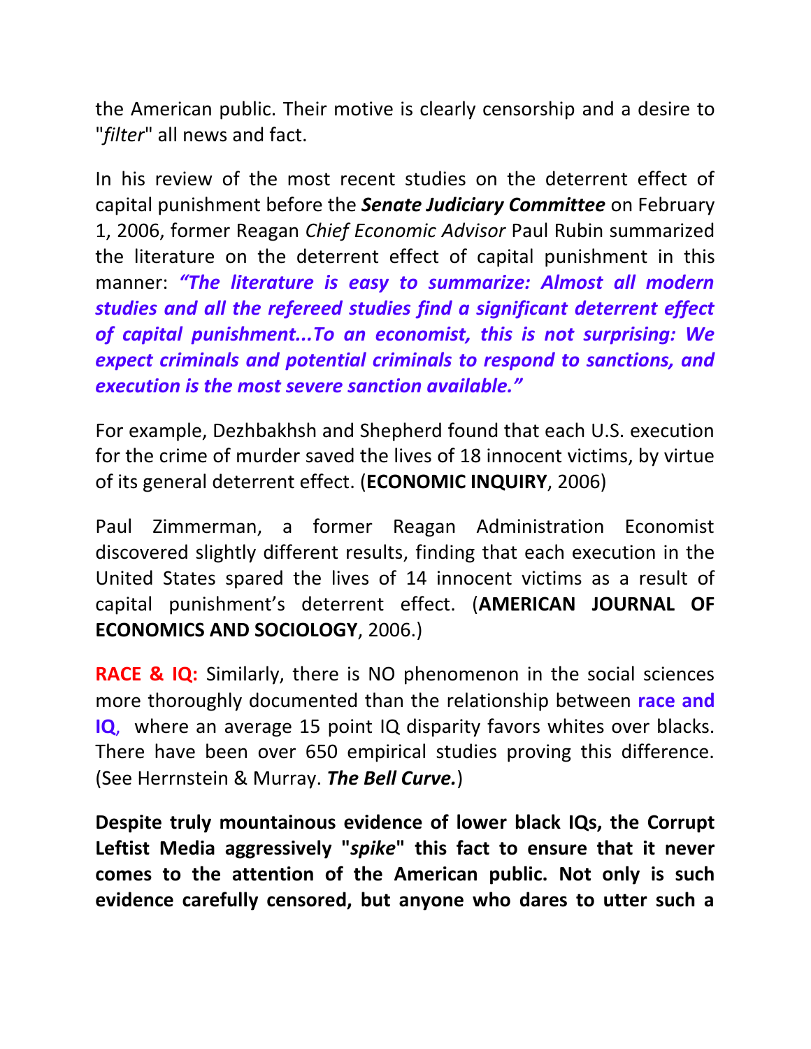the American public. Their motive is clearly censorship and a desire to "*filter*" all news and fact.

In his review of the most recent studies on the deterrent effect of capital punishment before the ***Senate Judiciary Committee*** on February 1, 2006, former Reagan *Chief Economic Advisor* Paul Rubin summarized the literature on the deterrent effect of capital punishment in this manner: ***"The literature is easy to summarize: Almost all modern studies and all the refereed studies find a significant deterrent effect of capital punishment...To an economist, this is not surprising: We expect criminals and potential criminals to respond to sanctions, and execution is the most severe sanction available."***

For example, Dezhbakhsh and Shepherd found that each U.S. execution for the crime of murder saved the lives of 18 innocent victims, by virtue of its general deterrent effect. (**ECONOMIC INQUIRY**, 2006)

Paul Zimmerman, a former Reagan Administration Economist discovered slightly different results, finding that each execution in the United States spared the lives of 14 innocent victims as a result of capital punishment's deterrent effect. (**AMERICAN JOURNAL OF ECONOMICS AND SOCIOLOGY**, 2006.)

**RACE & IQ:** Similarly, there is NO phenomenon in the social sciences more thoroughly documented than the relationship between **race and IQ**, where an average 15 point IQ disparity favors whites over blacks. There have been over 650 empirical studies proving this difference. (See Herrnstein & Murray. ***The Bell Curve.***)

**Despite truly mountainous evidence of lower black IQs, the Corrupt Leftist Media aggressively "*spike*" this fact to ensure that it never comes to the attention of the American public. Not only is such evidence carefully censored, but anyone who dares to utter such a**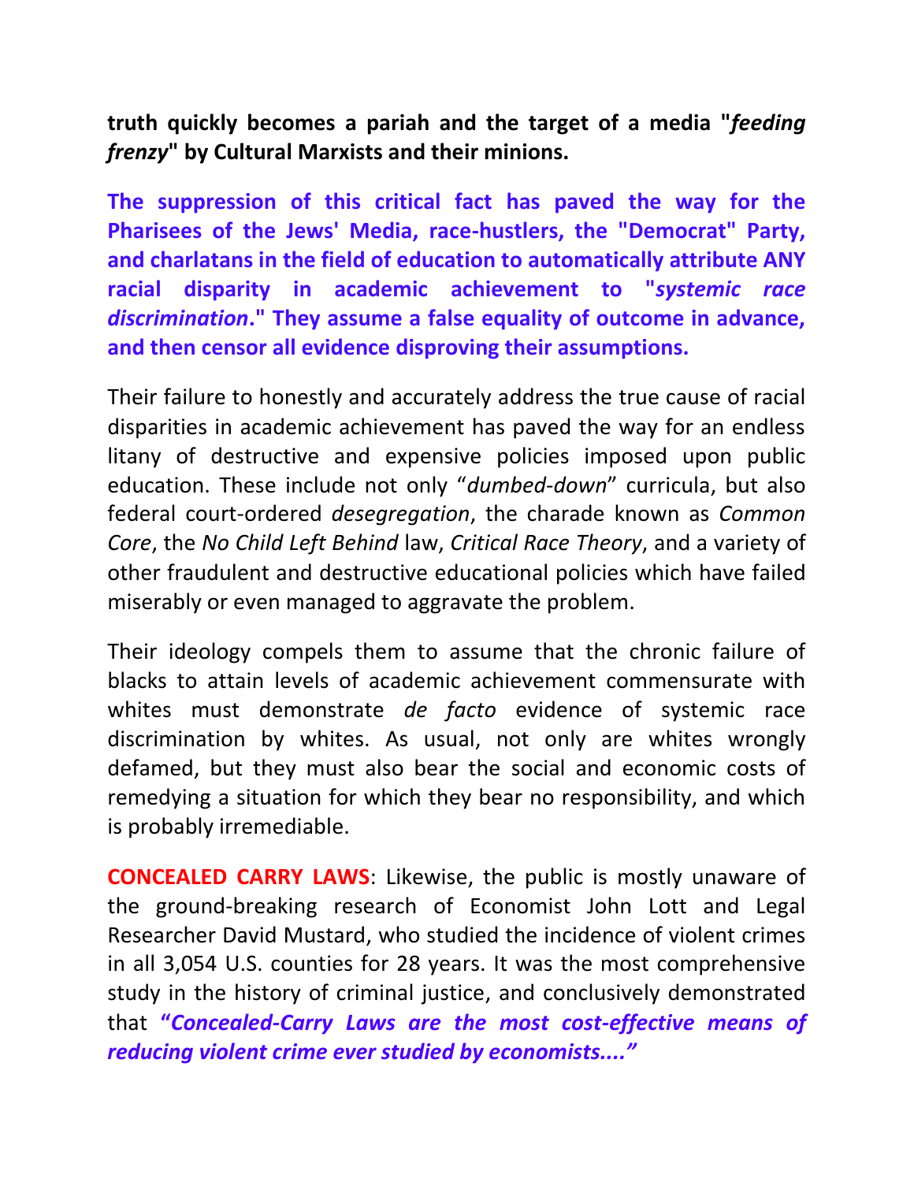**truth quickly becomes a pariah and the target of a media "*feeding frenzy*" by Cultural Marxists and their minions.**

**The suppression of this critical fact has paved the way for the Pharisees of the Jews' Media, race-hustlers, the "Democrat" Party, and charlatans in the field of education to automatically attribute ANY racial disparity in academic achievement to "*systemic race discrimination*." They assume a false equality of outcome in advance, and then censor all evidence disproving their assumptions.**

Their failure to honestly and accurately address the true cause of racial disparities in academic achievement has paved the way for an endless litany of destructive and expensive policies imposed upon public education. These include not only "*dumbed-down*" curricula, but also federal court-ordered *desegregation*, the charade known as *Common Core*, the *No Child Left Behind* law, *Critical Race Theory*, and a variety of other fraudulent and destructive educational policies which have failed miserably or even managed to aggravate the problem.

Their ideology compels them to assume that the chronic failure of blacks to attain levels of academic achievement commensurate with whites must demonstrate *de facto* evidence of systemic race discrimination by whites. As usual, not only are whites wrongly defamed, but they must also bear the social and economic costs of remedying a situation for which they bear no responsibility, and which is probably irremediable.

**CONCEALED CARRY LAWS**: Likewise, the public is mostly unaware of the ground-breaking research of Economist John Lott and Legal Researcher David Mustard, who studied the incidence of violent crimes in all 3,054 U.S. counties for 28 years. It was the most comprehensive study in the history of criminal justice, and conclusively demonstrated that ***"Concealed-Carry Laws are the most cost-effective means of reducing violent crime ever studied by economists...."***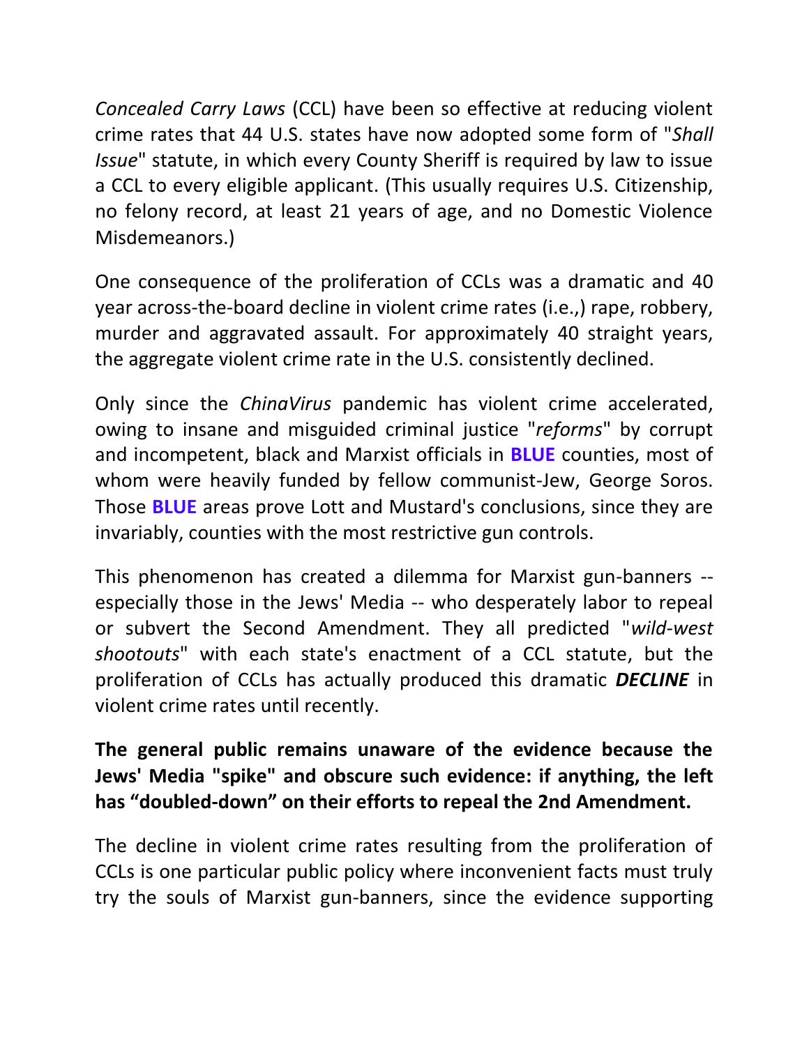*Concealed Carry Laws* (CCL) have been so effective at reducing violent crime rates that 44 U.S. states have now adopted some form of "*Shall Issue*" statute, in which every County Sheriff is required by law to issue a CCL to every eligible applicant. (This usually requires U.S. Citizenship, no felony record, at least 21 years of age, and no Domestic Violence Misdemeanors.)

One consequence of the proliferation of CCLs was a dramatic and 40 year across-the-board decline in violent crime rates (i.e.,) rape, robbery, murder and aggravated assault. For approximately 40 straight years, the aggregate violent crime rate in the U.S. consistently declined.

Only since the *ChinaVirus* pandemic has violent crime accelerated, owing to insane and misguided criminal justice "*reforms*" by corrupt and incompetent, black and Marxist officials in **BLUE** counties, most of whom were heavily funded by fellow communist-Jew, George Soros. Those **BLUE** areas prove Lott and Mustard's conclusions, since they are invariably, counties with the most restrictive gun controls.

This phenomenon has created a dilemma for Marxist gun-banners -- especially those in the Jews' Media -- who desperately labor to repeal or subvert the Second Amendment. They all predicted "*wild-west shootouts*" with each state's enactment of a CCL statute, but the proliferation of CCLs has actually produced this dramatic ***DECLINE*** in violent crime rates until recently.

**The general public remains unaware of the evidence because the Jews' Media "spike" and obscure such evidence: if anything, the left has "doubled-down" on their efforts to repeal the 2nd Amendment.**

The decline in violent crime rates resulting from the proliferation of CCLs is one particular public policy where inconvenient facts must truly try the souls of Marxist gun-banners, since the evidence supporting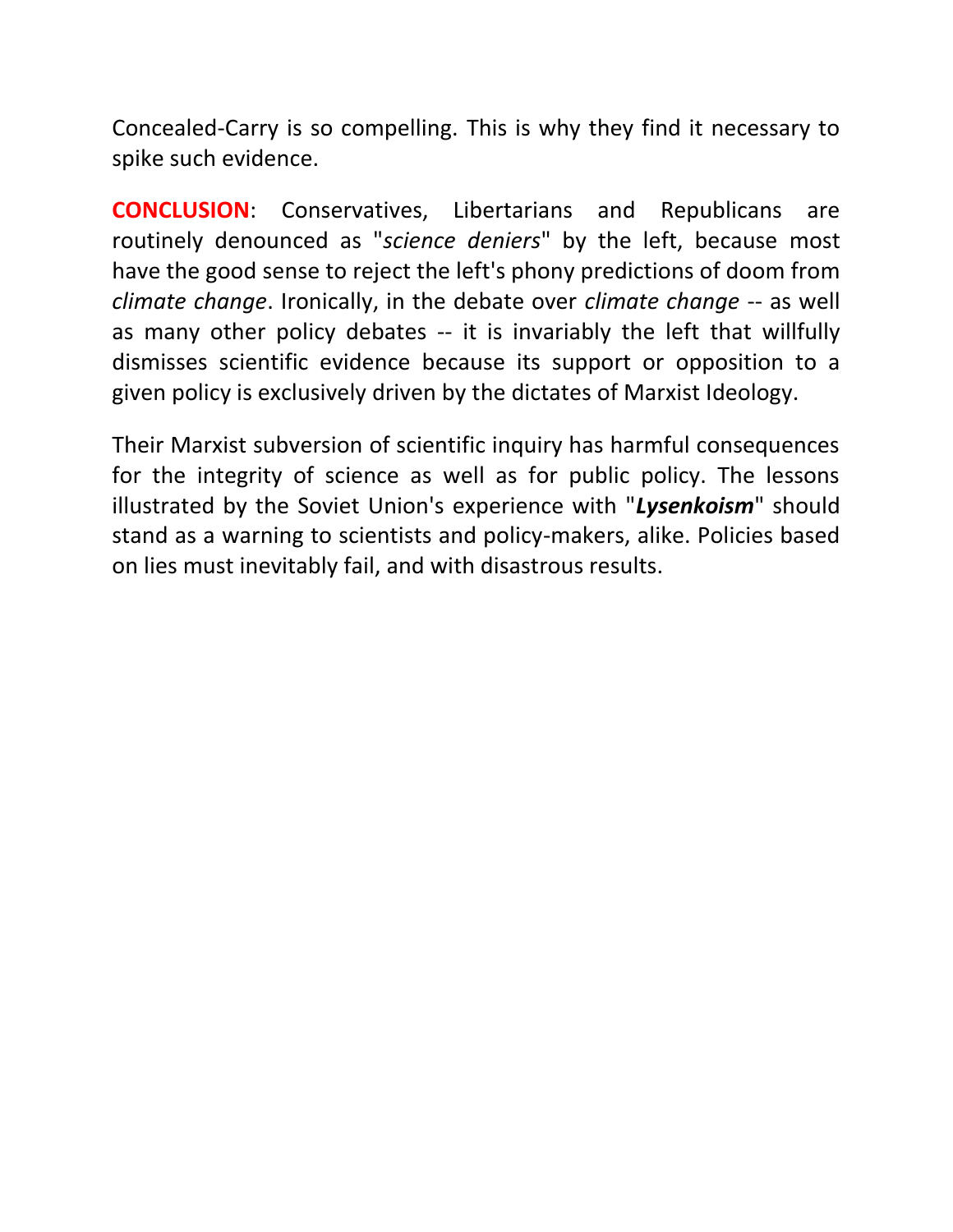Concealed-Carry is so compelling. This is why they find it necessary to spike such evidence.

**CONCLUSION**: Conservatives, Libertarians and Republicans are routinely denounced as "*science deniers*" by the left, because most have the good sense to reject the left's phony predictions of doom from *climate change*. Ironically, in the debate over *climate change* -- as well as many other policy debates -- it is invariably the left that willfully dismisses scientific evidence because its support or opposition to a given policy is exclusively driven by the dictates of Marxist Ideology.

Their Marxist subversion of scientific inquiry has harmful consequences for the integrity of science as well as for public policy. The lessons illustrated by the Soviet Union's experience with "***Lysenkoism***" should stand as a warning to scientists and policy-makers, alike. Policies based on lies must inevitably fail, and with disastrous results.